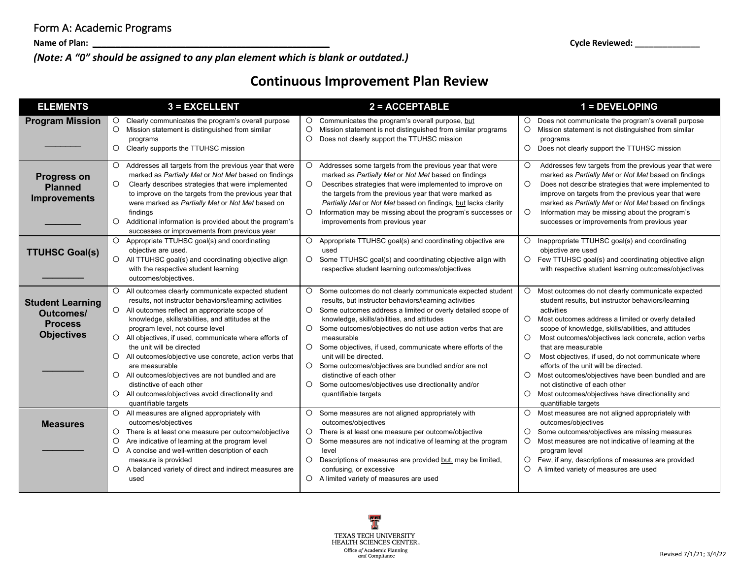Form A: Academic Programs

**Name of Plan:** ______________________________________________ **Cycle Reviewed:** _____________

***(Note: A "0" should be assigned to any plan element which is blank or outdated.)***

# Continuous Improvement Plan Review

| ELEMENTS | 3 = EXCELLENT | 2 = ACCEPTABLE | 1 = DEVELOPING |
|---|---|---|---|
| **Program Mission** ________ | ○ Clearly communicates the program's overall purpose<br>○ Mission statement is distinguished from similar programs<br>○ Clearly supports the TTUHSC mission | ○ Communicates the program's overall purpose, but<br>○ Mission statement is not distinguished from similar programs<br>○ Does not clearly support the TTUHSC mission | ○ Does not communicate the program's overall purpose<br>○ Mission statement is not distinguished from similar programs<br>○ Does not clearly support the TTUHSC mission |
| **Progress on Planned Improvements** _______ | ○ Addresses all targets from the previous year that were marked as *Partially Met* or *Not Met* based on findings<br>○ Clearly describes strategies that were implemented to improve on the targets from the previous year that were marked as *Partially Met* or *Not Met* based on findings<br>○ Additional information is provided about the program's successes or improvements from previous year | ○ Addresses some targets from the previous year that were marked as *Partially Met* or *Not Met* based on findings<br>○ Describes strategies that were implemented to improve on the targets from the previous year that were marked as *Partially Met* or *Not Met* based on findings, but lacks clarity<br>○ Information may be missing about the program's successes or improvements from previous year | ○ Addresses few targets from the previous year that were marked as *Partially Met* or *Not Met* based on findings<br>○ Does not describe strategies that were implemented to improve on targets from the previous year that were marked as *Partially Met* or *Not Met* based on findings<br>○ Information may be missing about the program's successes or improvements from previous year |
| **TTUHSC Goal(s)** ________ | ○ Appropriate TTUHSC goal(s) and coordinating objective are used.<br>○ All TTUHSC goal(s) and coordinating objective align with the respective student learning outcomes/objectives. | ○ Appropriate TTUHSC goal(s) and coordinating objective are used<br>○ Some TTUHSC goal(s) and coordinating objective align with respective student learning outcomes/objectives | ○ Inappropriate TTUHSC goal(s) and coordinating objective are used<br>○ Few TTUHSC goal(s) and coordinating objective align with respective student learning outcomes/objectives |
| **Student Learning Outcomes/ Process Objectives** ________ | ○ All outcomes clearly communicate expected student results, not instructor behaviors/learning activities<br>○ All outcomes reflect an appropriate scope of knowledge, skills/abilities, and attitudes at the program level, not course level<br>○ All objectives, if used, communicate where efforts of the unit will be directed<br>○ All outcomes/objective use concrete, action verbs that are measurable<br>○ All outcomes/objectives are not bundled and are distinctive of each other<br>○ All outcomes/objectives avoid directionality and quantifiable targets | ○ Some outcomes do not clearly communicate expected student results, but instructor behaviors/learning activities<br>○ Some outcomes address a limited or overly detailed scope of knowledge, skills/abilities, and attitudes<br>○ Some outcomes/objectives do not use action verbs that are measurable<br>○ Some objectives, if used, communicate where efforts of the unit will be directed.<br>○ Some outcomes/objectives are bundled and/or are not distinctive of each other<br>○ Some outcomes/objectives use directionality and/or quantifiable targets | ○ Most outcomes do not clearly communicate expected student results, but instructor behaviors/learning activities<br>○ Most outcomes address a limited or overly detailed scope of knowledge, skills/abilities, and attitudes<br>○ Most outcomes/objectives lack concrete, action verbs that are measurable<br>○ Most objectives, if used, do not communicate where efforts of the unit will be directed.<br>○ Most outcomes/objectives have been bundled and are not distinctive of each other<br>○ Most outcomes/objectives have directionality and quantifiable targets |
| **Measures** ________ | ○ All measures are aligned appropriately with outcomes/objectives<br>○ There is at least one measure per outcome/objective<br>○ Are indicative of learning at the program level<br>○ A concise and well-written description of each measure is provided<br>○ A balanced variety of direct and indirect measures are used | ○ Some measures are not aligned appropriately with outcomes/objectives<br>○ There is at least one measure per outcome/objective<br>○ Some measures are not indicative of learning at the program level<br>○ Descriptions of measures are provided but, may be limited, confusing, or excessive<br>○ A limited variety of measures are used | ○ Most measures are not aligned appropriately with outcomes/objectives<br>○ Some outcomes/objectives are missing measures<br>○ Most measures are not indicative of learning at the program level<br>○ Few, if any, descriptions of measures are provided<br>○ A limited variety of measures are used |

TEXAS TECH UNIVERSITY HEALTH SCIENCES CENTER.
Office *of* Academic Planning *and* Compliance

Revised 7/1/21; 3/4/22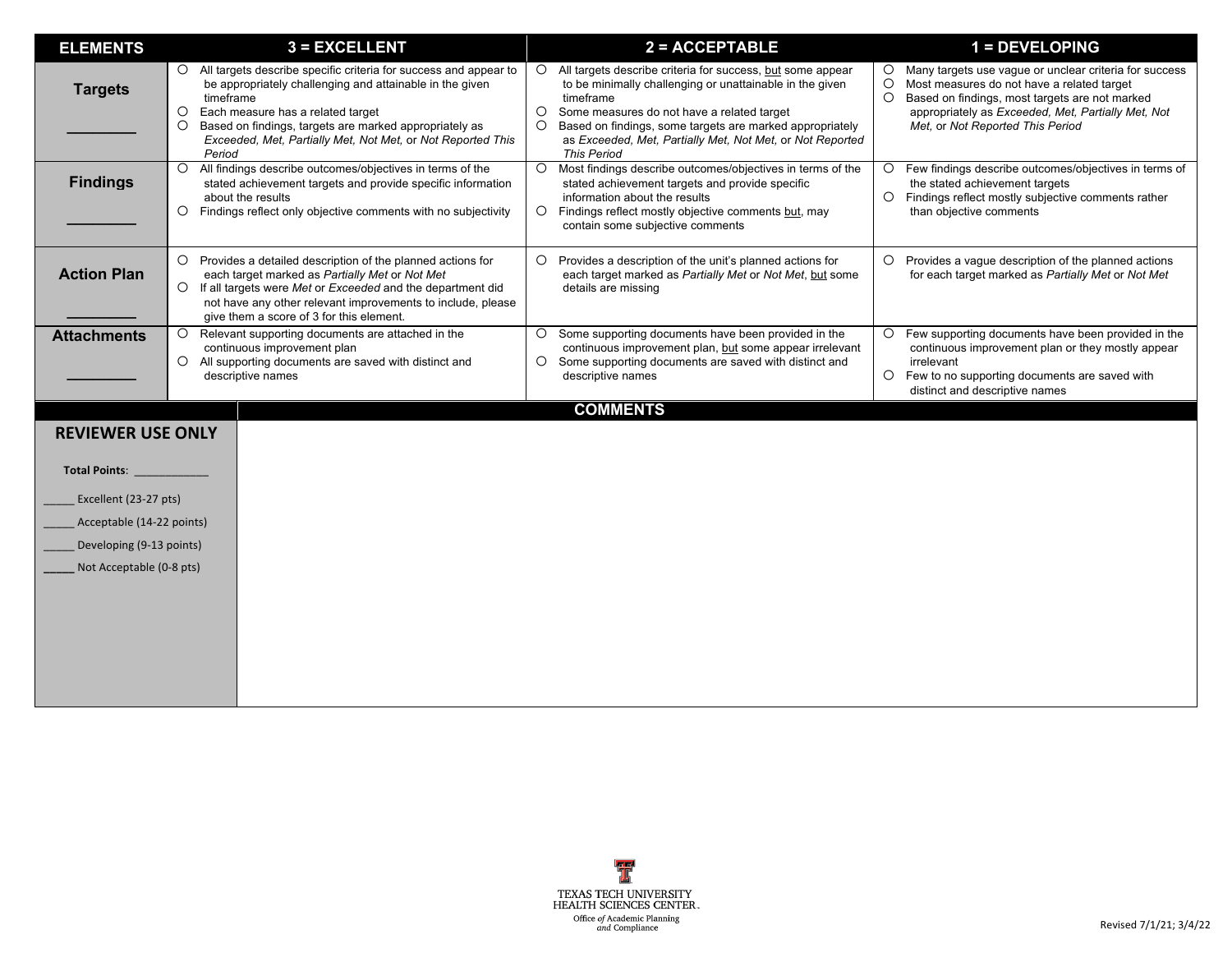| ELEMENTS | 3 = EXCELLENT | 2 = ACCEPTABLE | 1 = DEVELOPING |
|---|---|---|---|
| **Targets** ________ | ○ All targets describe specific criteria for success and appear to be appropriately challenging and attainable in the given timeframe<br>○ Each measure has a related target<br>○ Based on findings, targets are marked appropriately as *Exceeded, Met, Partially Met, Not Met,* or *Not Reported This Period* | ○ All targets describe criteria for success, but some appear to be minimally challenging or unattainable in the given timeframe<br>○ Some measures do not have a related target<br>○ Based on findings, some targets are marked appropriately as *Exceeded, Met, Partially Met, Not Met,* or *Not Reported This Period* | ○ Many targets use vague or unclear criteria for success<br>○ Most measures do not have a related target<br>○ Based on findings, most targets are not marked appropriately as *Exceeded, Met, Partially Met, Not Met,* or *Not Reported This Period* |
| **Findings** ________ | ○ All findings describe outcomes/objectives in terms of the stated achievement targets and provide specific information about the results<br>○ Findings reflect only objective comments with no subjectivity | ○ Most findings describe outcomes/objectives in terms of the stated achievement targets and provide specific information about the results<br>○ Findings reflect mostly objective comments but, may contain some subjective comments | ○ Few findings describe outcomes/objectives in terms of the stated achievement targets<br>○ Findings reflect mostly subjective comments rather than objective comments |
| **Action Plan** ________ | ○ Provides a detailed description of the planned actions for each target marked as *Partially Met* or *Not Met*<br>○ If all targets were *Met* or *Exceeded* and the department did not have any other relevant improvements to include, please give them a score of 3 for this element. | ○ Provides a description of the unit's planned actions for each target marked as *Partially Met* or *Not Met*, but some details are missing | ○ Provides a vague description of the planned actions for each target marked as *Partially Met* or *Not Met* |
| **Attachments** ________ | ○ Relevant supporting documents are attached in the continuous improvement plan<br>○ All supporting documents are saved with distinct and descriptive names | ○ Some supporting documents have been provided in the continuous improvement plan, but some appear irrelevant<br>○ Some supporting documents are saved with distinct and descriptive names | ○ Few supporting documents have been provided in the continuous improvement plan or they mostly appear irrelevant<br>○ Few to no supporting documents are saved with distinct and descriptive names |

| REVIEWER USE ONLY | COMMENTS |
|---|---|
| **Total Points**: ____________<br><br>_____ Excellent (23-27 pts)<br>_____ Acceptable (14-22 points)<br>_____ Developing (9-13 points)<br>_____ Not Acceptable (0-8 pts) | |

TEXAS TECH UNIVERSITY HEALTH SCIENCES CENTER.
Office *of* Academic Planning *and* Compliance

Revised 7/1/21; 3/4/22